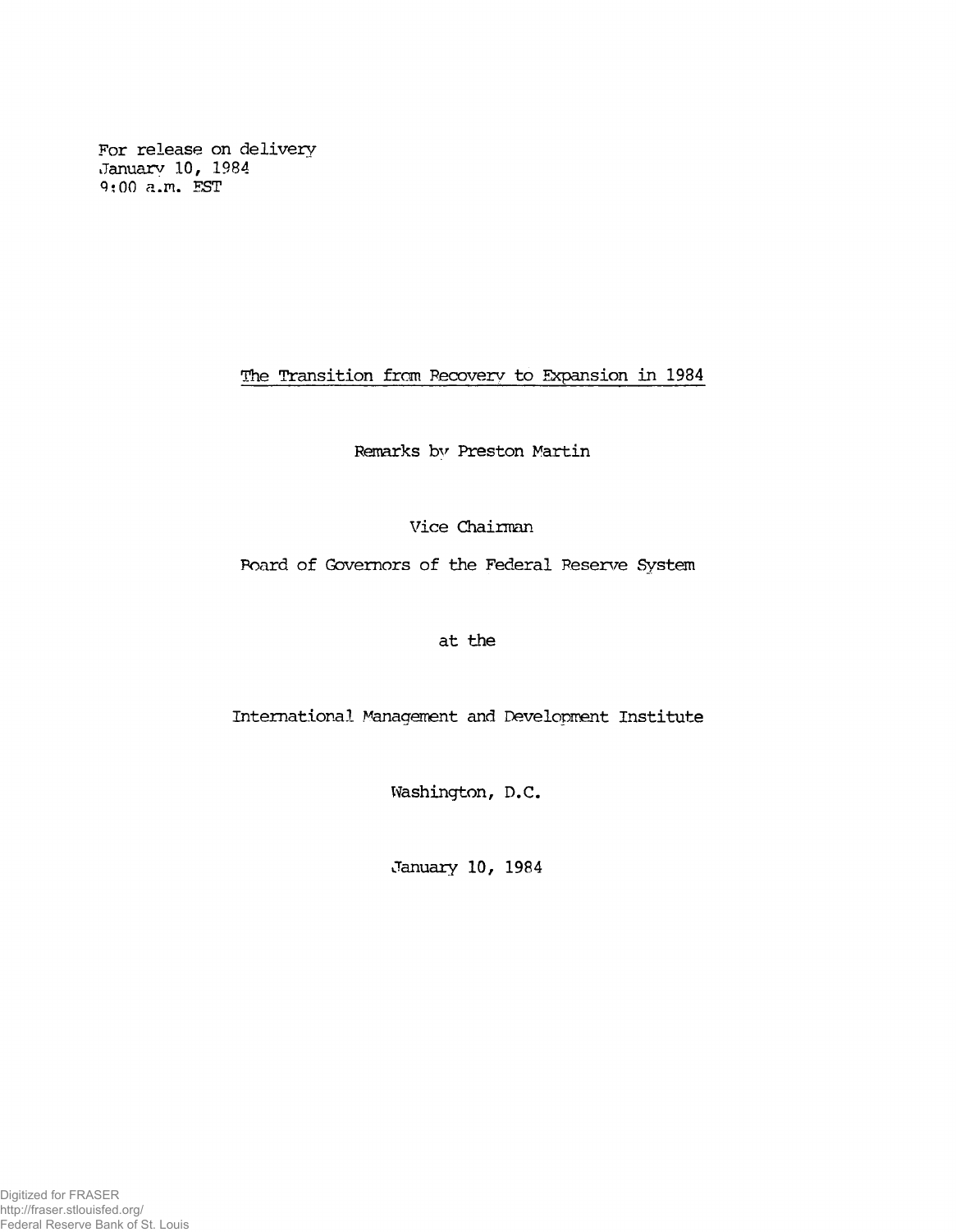For release on delivery
January 10, 1984
9:00 a.m. EST

# The Transition from Recovery to Expansion in 1984

Remarks by Preston Martin

Vice Chairman

Board of Governors of the Federal Reserve System

at the

International Management and Development Institute

Washington, D.C.

January 10, 1984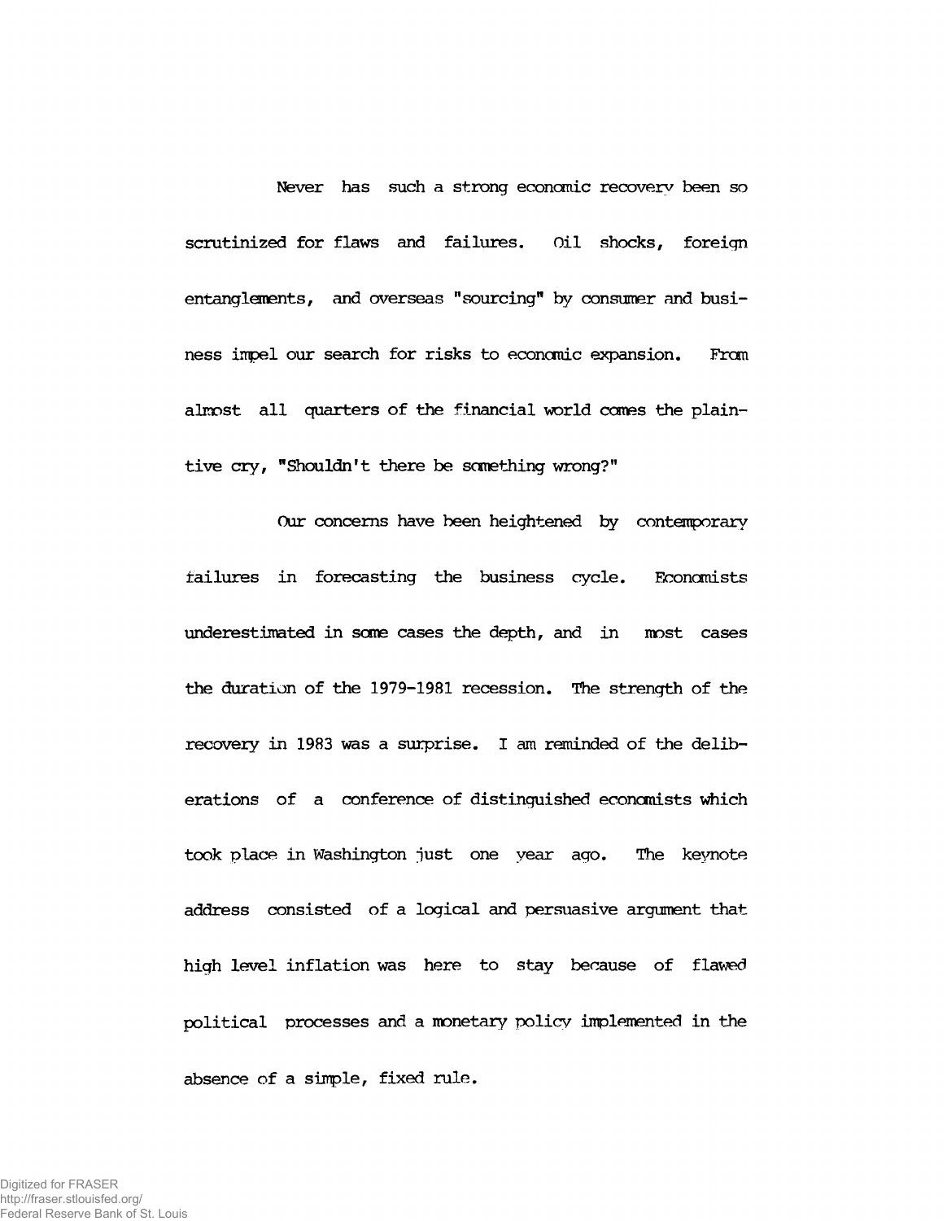Never has such a strong economic recovery been so scrutinized for flaws and failures. Oil shocks, foreign entanglements, and overseas "sourcing" by consumer and business impel our search for risks to economic expansion. From almost all quarters of the financial world comes the plaintive cry, "Shouldn't there be something wrong?"

Our concerns have been heightened by contemporary failures in forecasting the business cycle. Economists underestimated in some cases the depth, and in most cases the duration of the 1979-1981 recession. The strength of the recovery in 1983 was a surprise. I am reminded of the deliberations of a conference of distinguished economists which took place in Washington just one year ago. The keynote address consisted of a logical and persuasive argument that high level inflation was here to stay because of flawed political processes and a monetary policy implemented in the absence of a simple, fixed rule.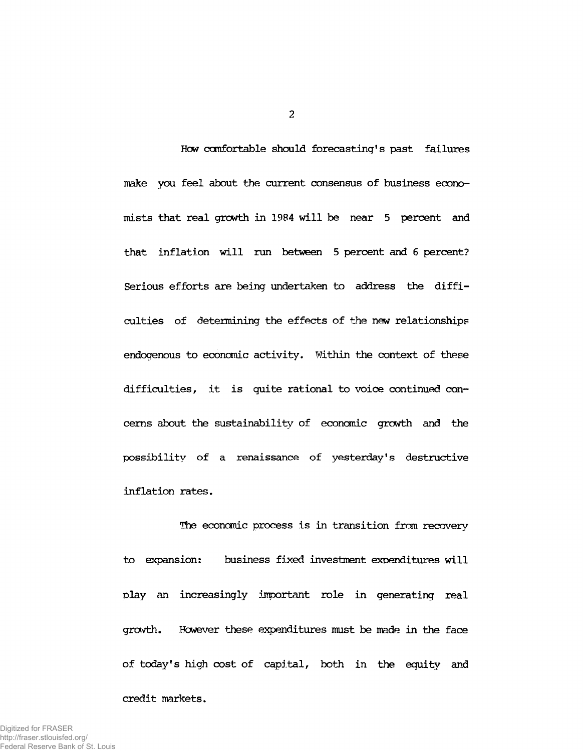How comfortable should forecasting's past failures make you feel about the current consensus of business economists that real growth in 1984 will be near 5 percent and that inflation will run between 5 percent and 6 percent? Serious efforts are being undertaken to address the difficulties of determining the effects of the new relationships endogenous to economic activity. Within the context of these difficulties, it is quite rational to voice continued concerns about the sustainability of economic growth and the possibility of a renaissance of yesterday's destructive inflation rates.

The economic process is in transition from recovery to expansion: business fixed investment expenditures will play an increasingly important role in generating real growth. However these expenditures must be made in the face of today's high cost of capital, both in the equity and credit markets.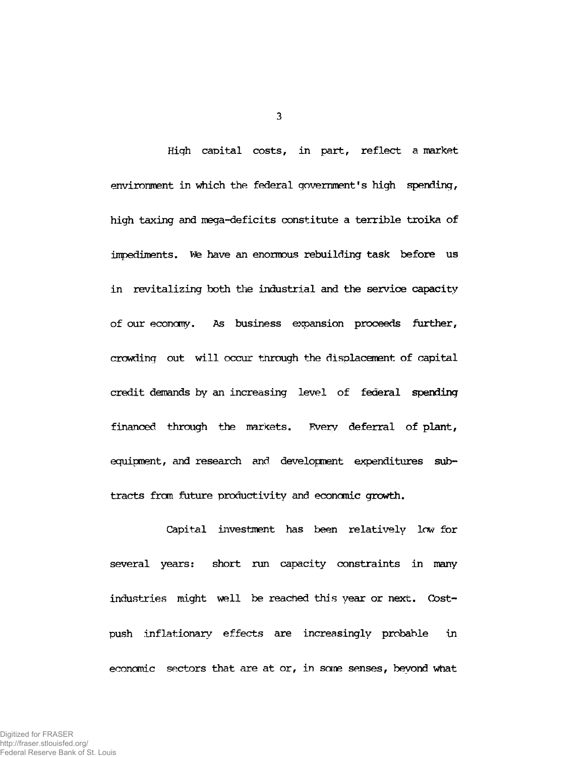High capital costs, in part, reflect a market environment in which the federal government's high spending, high taxing and mega-deficits constitute a terrible troika of impediments. We have an enormous rebuilding task before us in revitalizing both the industrial and the service capacity of our economy. As business expansion proceeds further, crowding out will occur through the displacement of capital credit demands by an increasing level of federal spending financed through the markets. Every deferral of plant, equipment, and research and development expenditures subtracts from future productivity and economic growth.

Capital investment has been relatively low for several years: short run capacity constraints in many industries might well be reached this year or next. Cost-push inflationary effects are increasingly probable in economic sectors that are at or, in some senses, beyond what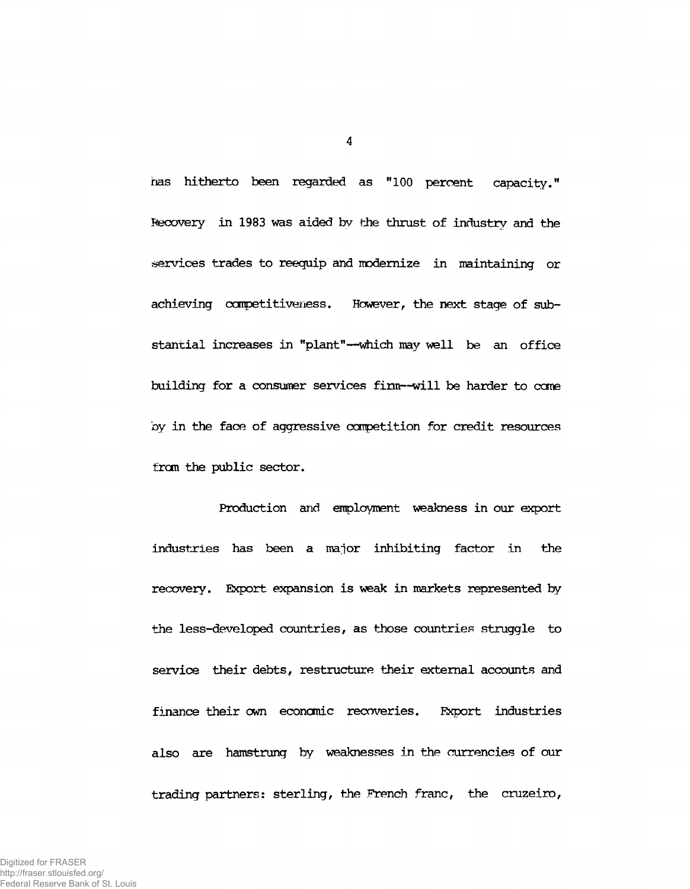has hitherto been regarded as "100 percent capacity." Recovery in 1983 was aided by the thrust of industry and the services trades to reequip and modernize in maintaining or achieving competitiveness. However, the next stage of substantial increases in "plant"--which may well be an office building for a consumer services firm--will be harder to come by in the face of aggressive competition for credit resources from the public sector.

Production and employment weakness in our export industries has been a major inhibiting factor in the recovery. Export expansion is weak in markets represented by the less-developed countries, as those countries struggle to service their debts, restructure their external accounts and finance their own economic recoveries. Export industries also are hamstrung by weaknesses in the currencies of our trading partners: sterling, the French franc, the cruzeiro,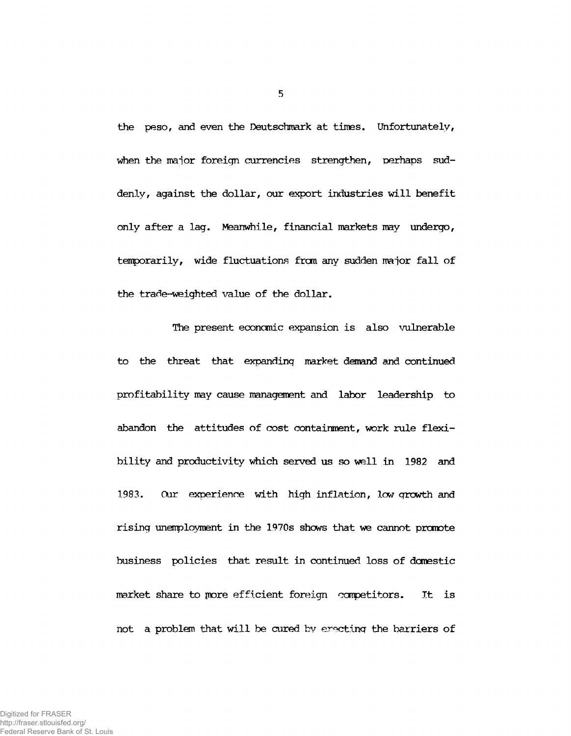the peso, and even the Deutschmark at times. Unfortunately, when the major foreign currencies strengthen, perhaps suddenly, against the dollar, our export industries will benefit only after a lag. Meanwhile, financial markets may undergo, temporarily, wide fluctuations from any sudden major fall of the trade-weighted value of the dollar.

The present economic expansion is also vulnerable to the threat that expanding market demand and continued profitability may cause management and labor leadership to abandon the attitudes of cost containment, work rule flexibility and productivity which served us so well in 1982 and 1983. Our experience with high inflation, low growth and rising unemployment in the 1970s shows that we cannot promote business policies that result in continued loss of domestic market share to more efficient foreign competitors. It is not a problem that will be cured by erecting the barriers of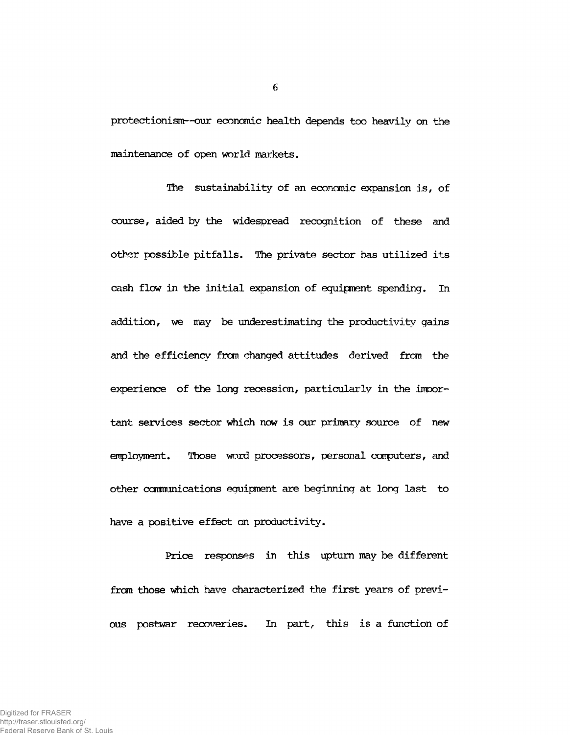protectionism--our economic health depends too heavily on the maintenance of open world markets.

The sustainability of an economic expansion is, of course, aided by the widespread recognition of these and other possible pitfalls. The private sector has utilized its cash flow in the initial expansion of equipment spending. In addition, we may be underestimating the productivity gains and the efficiency from changed attitudes derived from the experience of the long recession, particularly in the important services sector which now is our primary source of new employment. Those word processors, personal computers, and other communications equipment are beginning at long last to have a positive effect on productivity.

Price responses in this upturn may be different from those which have characterized the first years of previous postwar recoveries. In part, this is a function of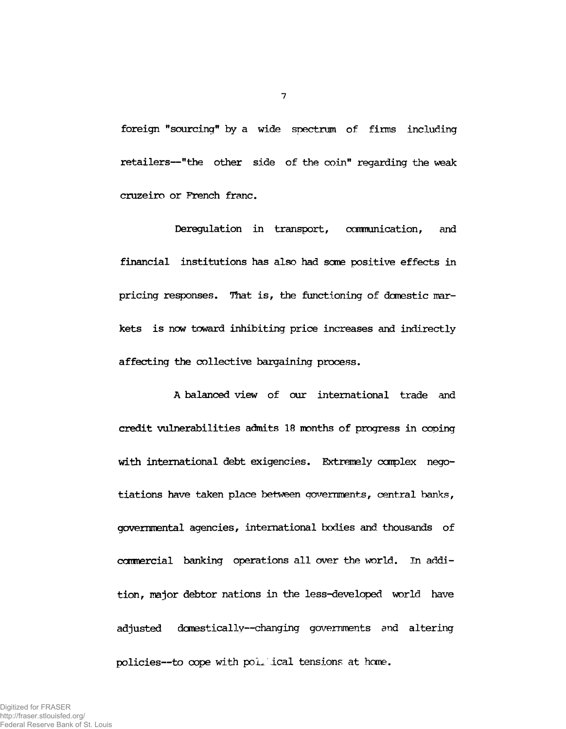foreign "sourcing" by a wide spectrum of firms including retailers--"the other side of the coin" regarding the weak cruzeiro or French franc.

Deregulation in transport, communication, and financial institutions has also had some positive effects in pricing responses. That is, the functioning of domestic markets is now toward inhibiting price increases and indirectly affecting the collective bargaining process.

A balanced view of our international trade and credit vulnerabilities admits 18 months of progress in coping with international debt exigencies. Extremely complex negotiations have taken place between governments, central banks, governmental agencies, international bodies and thousands of commercial banking operations all over the world. In addition, major debtor nations in the less-developed world have adjusted domestically--changing governments and altering policies--to cope with political tensions at home.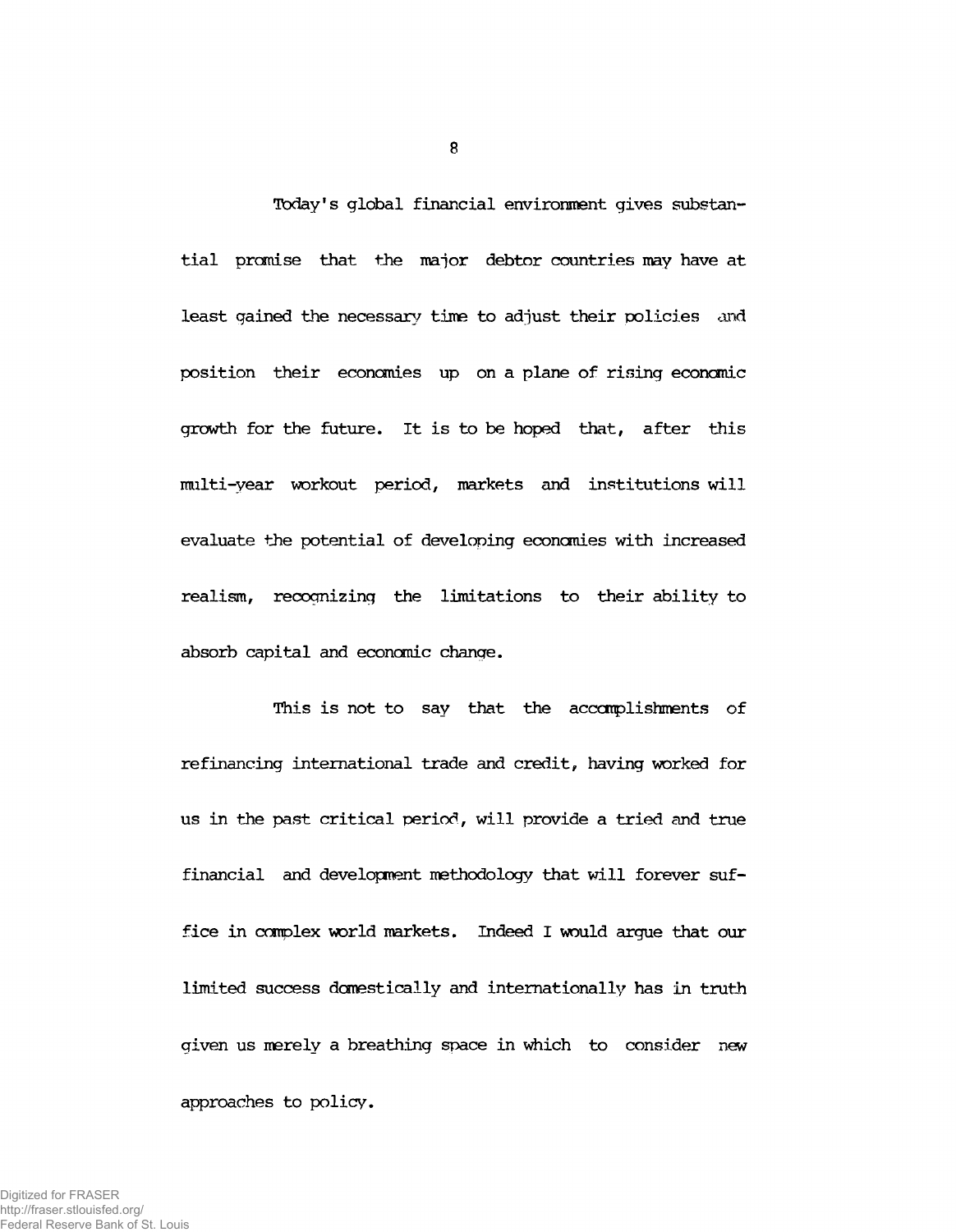Today's global financial environment gives substantial promise that the major debtor countries may have at least gained the necessary time to adjust their policies and position their economies up on a plane of rising economic growth for the future. It is to be hoped that, after this multi-year workout period, markets and institutions will evaluate the potential of developing economies with increased realism, recognizing the limitations to their ability to absorb capital and economic change.

This is not to say that the accomplishments of refinancing international trade and credit, having worked for us in the past critical period, will provide a tried and true financial and development methodology that will forever suffice in complex world markets. Indeed I would argue that our limited success domestically and internationally has in truth given us merely a breathing space in which to consider new approaches to policy.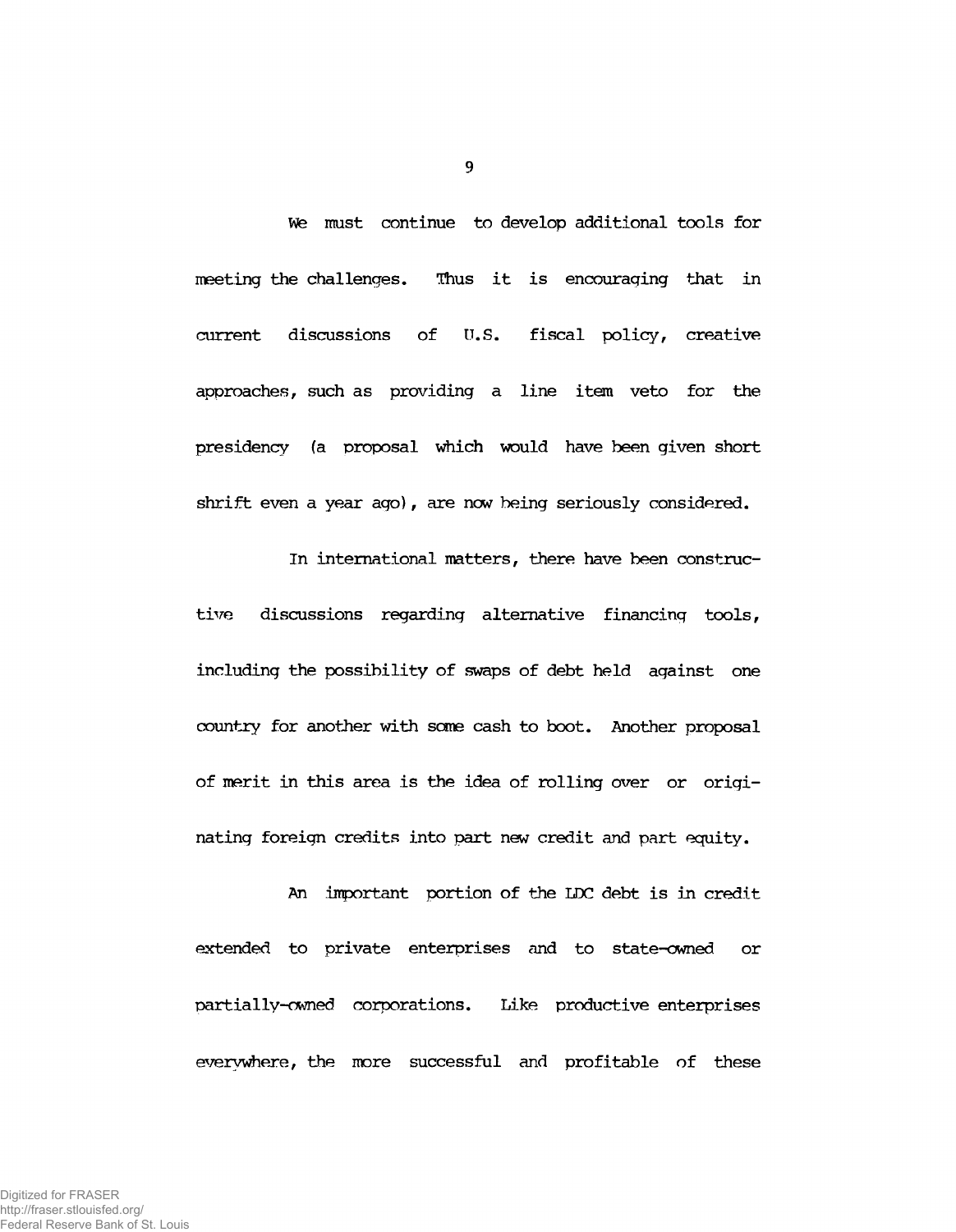We must continue to develop additional tools for meeting the challenges. Thus it is encouraging that in current discussions of U.S. fiscal policy, creative approaches, such as providing a line item veto for the presidency (a proposal which would have been given short shrift even a year ago), are now being seriously considered.

In international matters, there have been constructive discussions regarding alternative financing tools, including the possibility of swaps of debt held against one country for another with some cash to boot. Another proposal of merit in this area is the idea of rolling over or originating foreign credits into part new credit and part equity.

An important portion of the LDC debt is in credit extended to private enterprises and to state-owned or partially-owned corporations. Like productive enterprises everywhere, the more successful and profitable of these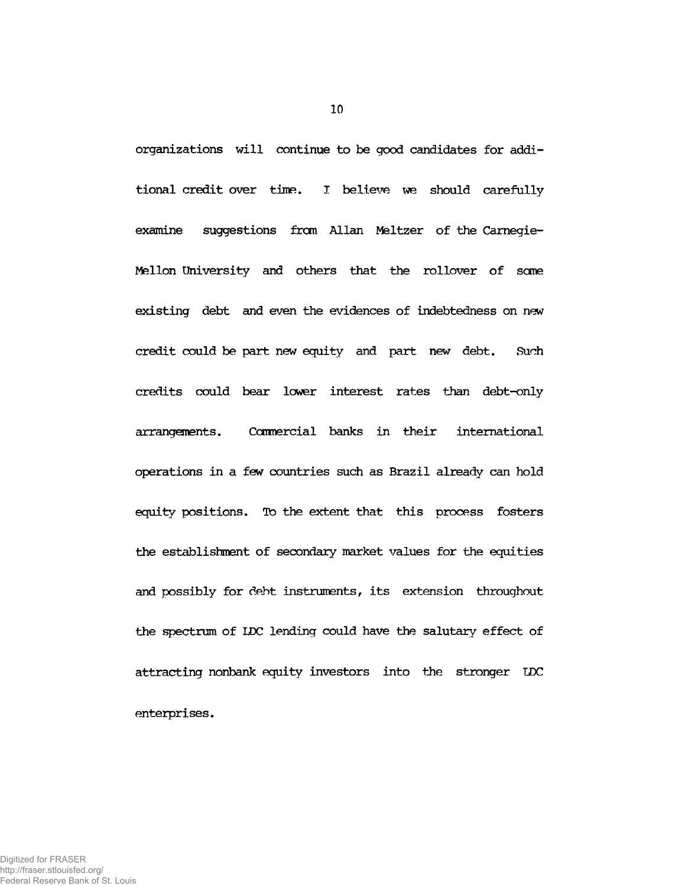organizations will continue to be good candidates for additional credit over time. I believe we should carefully examine suggestions from Allan Meltzer of the Carnegie-Mellon University and others that the rollover of some existing debt and even the evidences of indebtedness on new credit could be part new equity and part new debt. Such credits could bear lower interest rates than debt-only arrangements. Commercial banks in their international operations in a few countries such as Brazil already can hold equity positions. To the extent that this process fosters the establishment of secondary market values for the equities and possibly for debt instruments, its extension throughout the spectrum of LDC lending could have the salutary effect of attracting nonbank equity investors into the stronger LDC enterprises.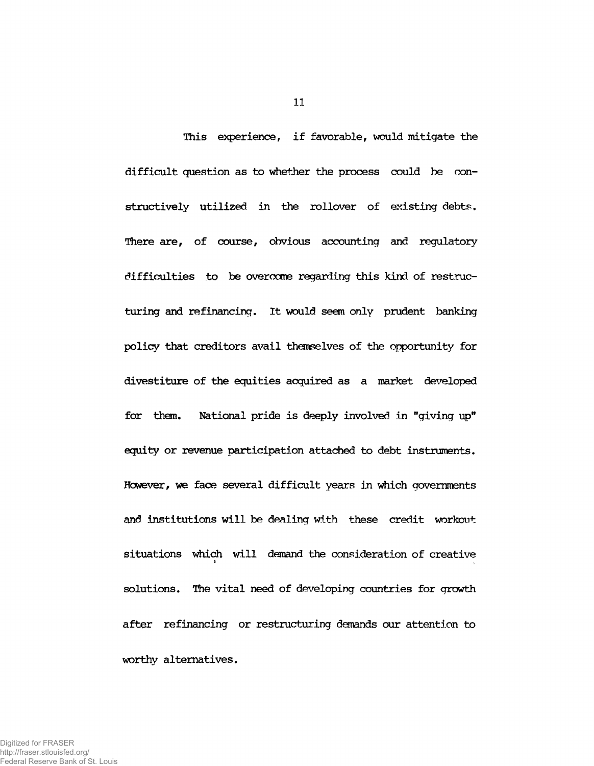This experience, if favorable, would mitigate the difficult question as to whether the process could be constructively utilized in the rollover of existing debts. There are, of course, obvious accounting and regulatory difficulties to be overcome regarding this kind of restructuring and refinancing. It would seem only prudent banking policy that creditors avail themselves of the opportunity for divestiture of the equities acquired as a market developed for them. National pride is deeply involved in "giving up" equity or revenue participation attached to debt instruments. However, we face several difficult years in which governments and institutions will be dealing with these credit workout situations which will demand the consideration of creative solutions. The vital need of developing countries for growth after refinancing or restructuring demands our attention to worthy alternatives.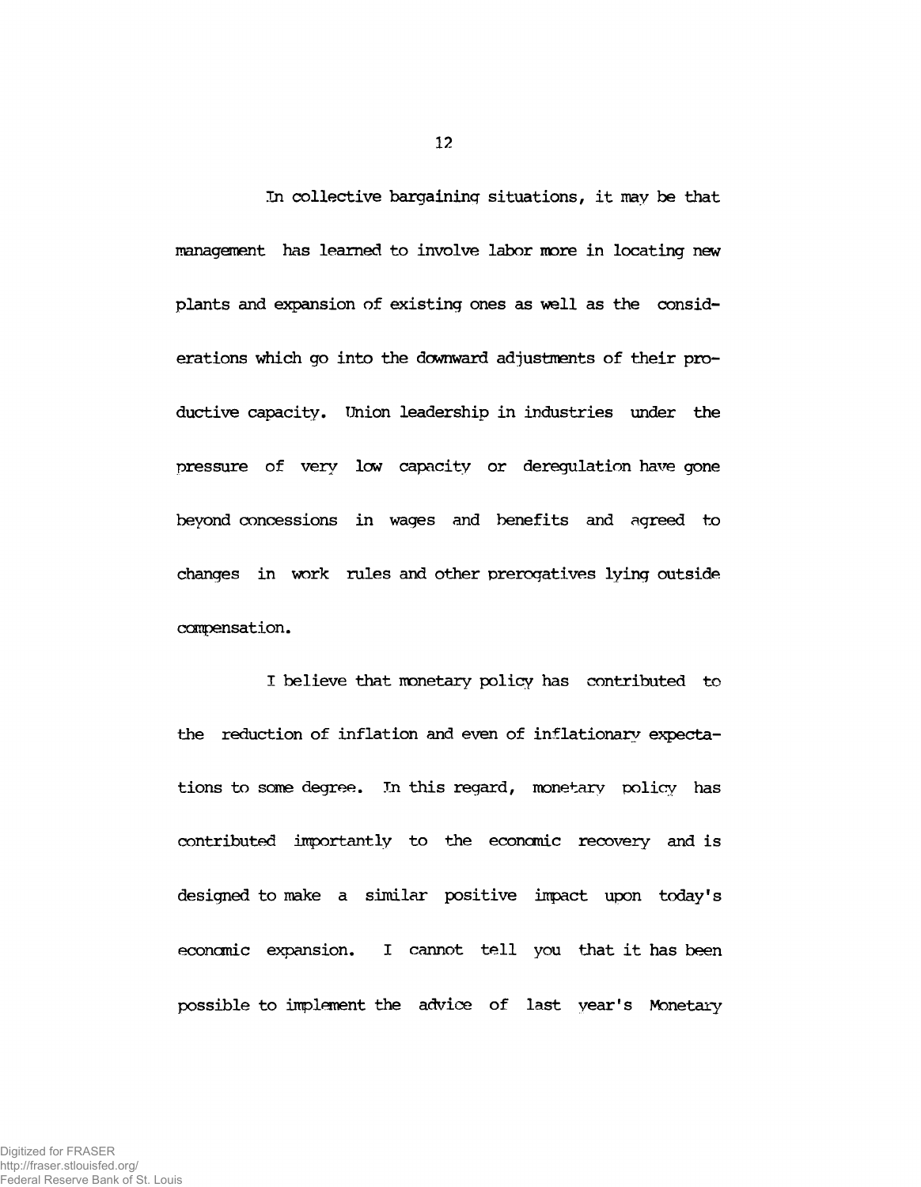In collective bargaining situations, it may be that management has learned to involve labor more in locating new plants and expansion of existing ones as well as the considerations which go into the downward adjustments of their productive capacity. Union leadership in industries under the pressure of very low capacity or deregulation have gone beyond concessions in wages and benefits and agreed to changes in work rules and other prerogatives lying outside compensation.

I believe that monetary policy has contributed to the reduction of inflation and even of inflationary expectations to some degree. In this regard, monetary policy has contributed importantly to the economic recovery and is designed to make a similar positive impact upon today's economic expansion. I cannot tell you that it has been possible to implement the advice of last year's Monetary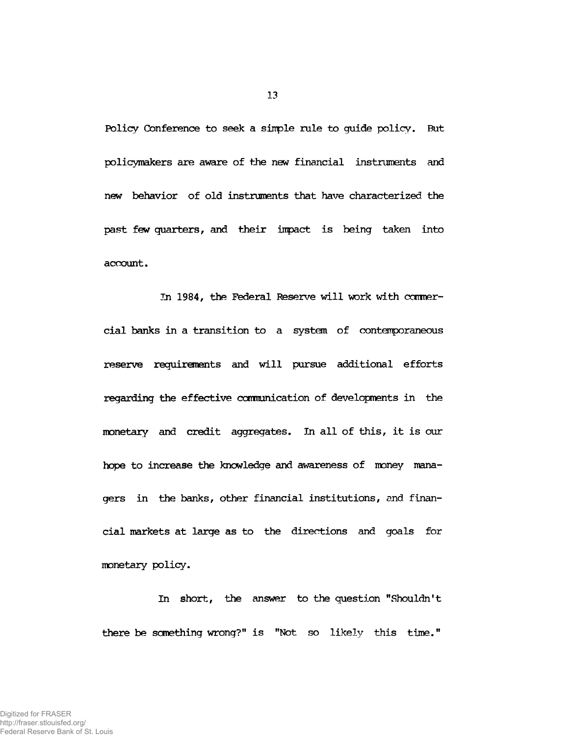Policy Conference to seek a simple rule to guide policy. But policymakers are aware of the new financial instruments and new behavior of old instruments that have characterized the past few quarters, and their impact is being taken into account.

In 1984, the Federal Reserve will work with commercial banks in a transition to a system of contemporaneous reserve requirements and will pursue additional efforts regarding the effective communication of developments in the monetary and credit aggregates. In all of this, it is our hope to increase the knowledge and awareness of money managers in the banks, other financial institutions, and financial markets at large as to the directions and goals for monetary policy.

In short, the answer to the question "Shouldn't there be something wrong?" is "Not so likely this time."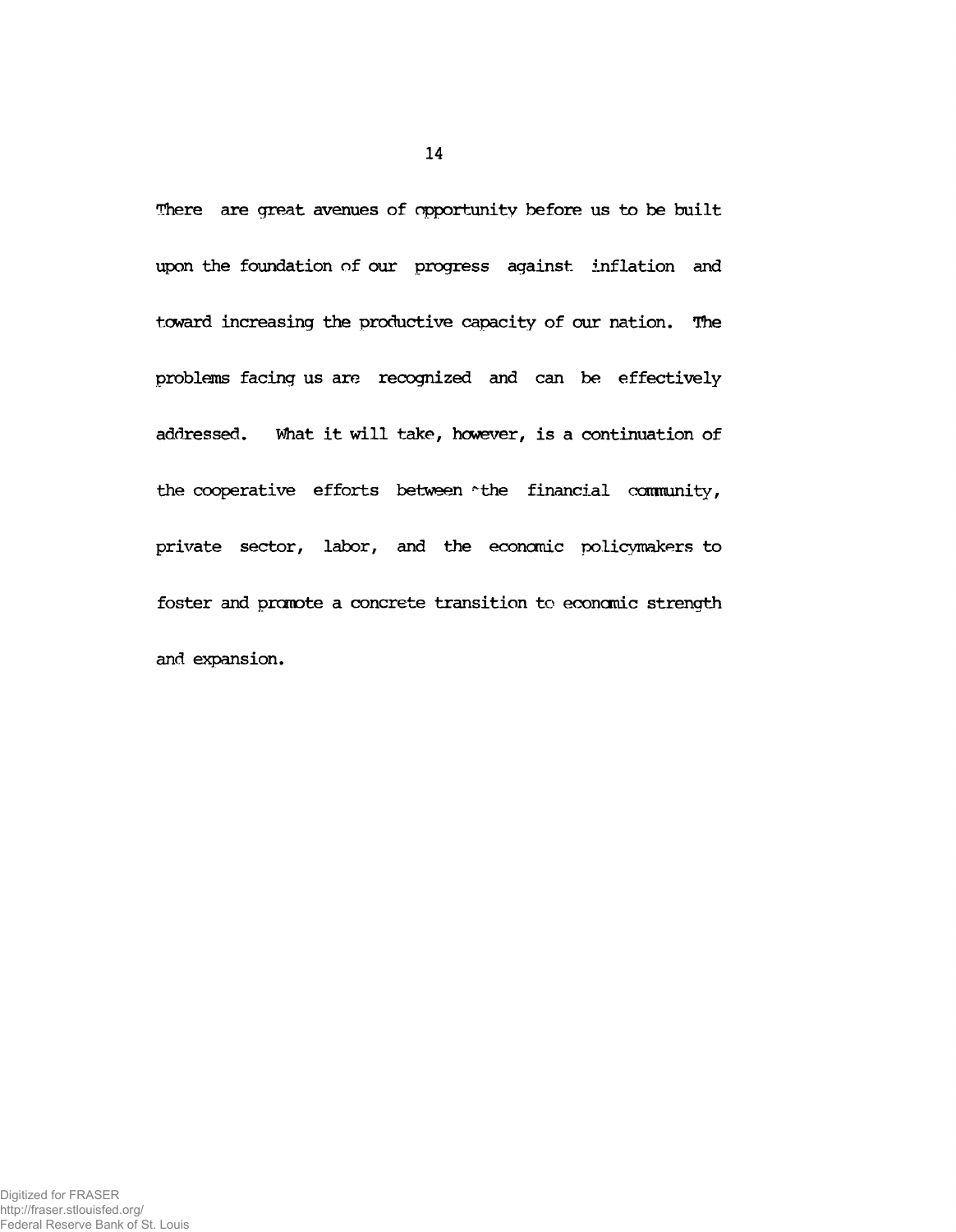There are great avenues of opportunity before us to be built upon the foundation of our progress against inflation and toward increasing the productive capacity of our nation. The problems facing us are recognized and can be effectively addressed. What it will take, however, is a continuation of the cooperative efforts between the financial community, private sector, labor, and the economic policymakers to foster and promote a concrete transition to economic strength and expansion.